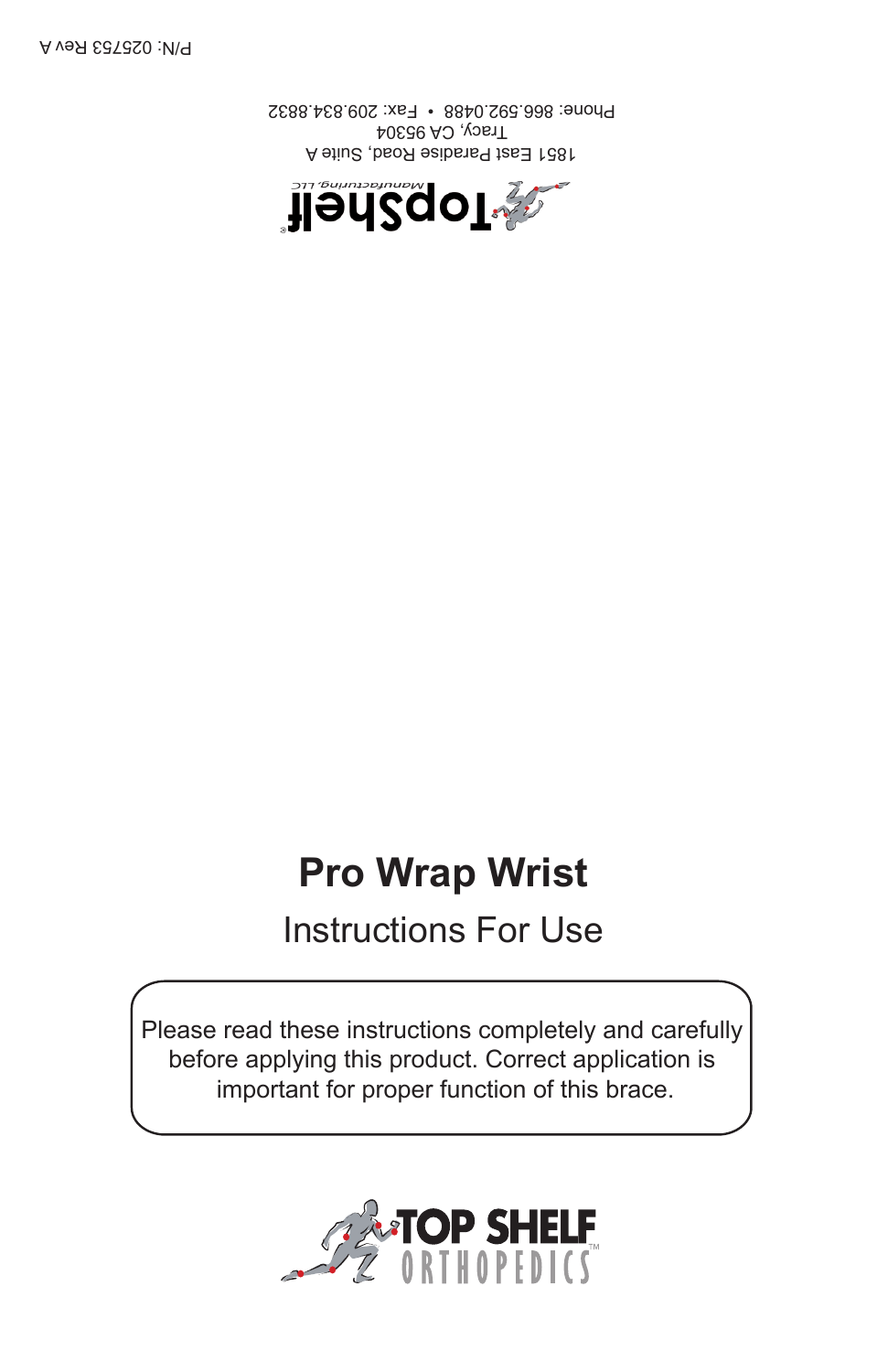P/N: 025753 Rev A

TopShelf Manufacturing, LLC

1851 East Paradise Road, Suite A
Tracy, CA 95304
Phone: 866.592.0488 • Fax: 209.834.8832

# Pro Wrap Wrist

## Instructions For Use

Please read these instructions completely and carefully before applying this product. Correct application is important for proper function of this brace.

TOP SHELF ORTHOPEDICS™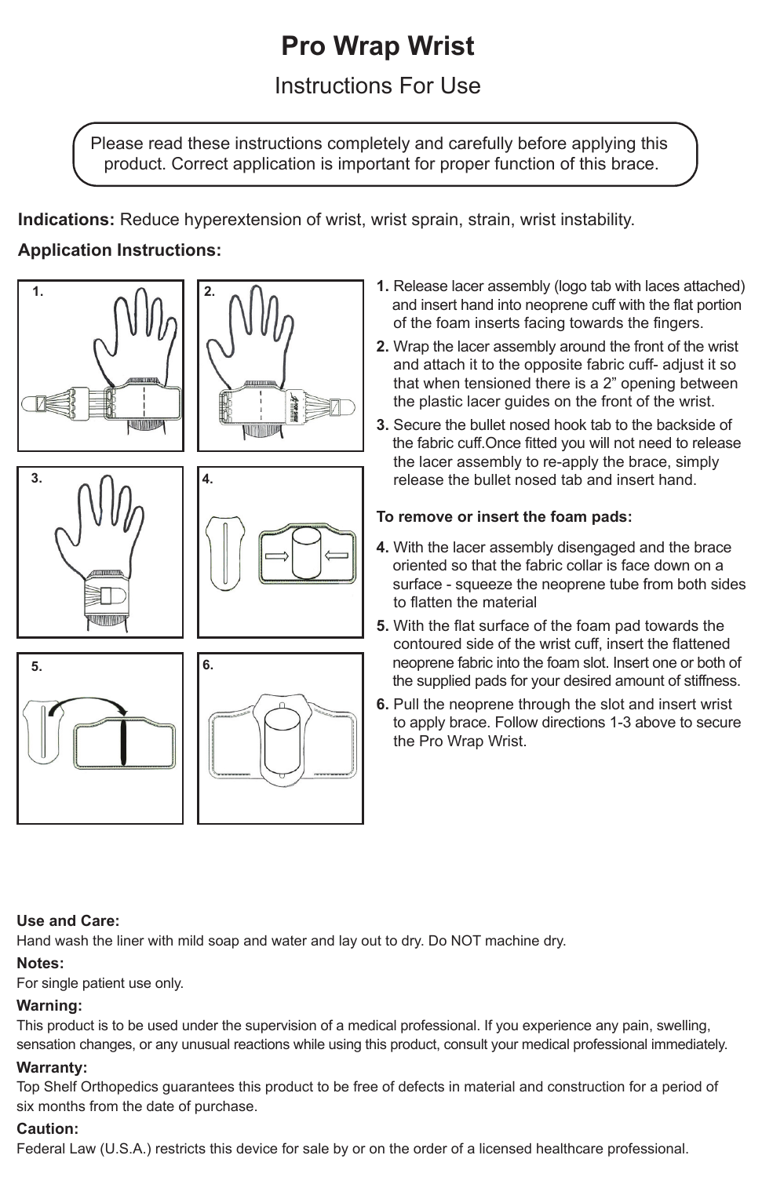# Pro Wrap Wrist

## Instructions For Use

Please read these instructions completely and carefully before applying this product. Correct application is important for proper function of this brace.

**Indications:** Reduce hyperextension of wrist, wrist sprain, strain, wrist instability.

**Application Instructions:**

1.

2.

3.

4.

5.

6.

1. Release lacer assembly (logo tab with laces attached) and insert hand into neoprene cuff with the flat portion of the foam inserts facing towards the fingers.
2. Wrap the lacer assembly around the front of the wrist and attach it to the opposite fabric cuff- adjust it so that when tensioned there is a 2” opening between the plastic lacer guides on the front of the wrist.
3. Secure the bullet nosed hook tab to the backside of the fabric cuff.Once fitted you will not need to release the lacer assembly to re-apply the brace, simply release the bullet nosed tab and insert hand.

**To remove or insert the foam pads:**

4. With the lacer assembly disengaged and the brace oriented so that the fabric collar is face down on a surface - squeeze the neoprene tube from both sides to flatten the material
5. With the flat surface of the foam pad towards the contoured side of the wrist cuff, insert the flattened neoprene fabric into the foam slot. Insert one or both of the supplied pads for your desired amount of stiffness.
6. Pull the neoprene through the slot and insert wrist to apply brace. Follow directions 1-3 above to secure the Pro Wrap Wrist.

**Use and Care:**

Hand wash the liner with mild soap and water and lay out to dry. Do NOT machine dry.

**Notes:**

For single patient use only.

**Warning:**

This product is to be used under the supervision of a medical professional. If you experience any pain, swelling, sensation changes, or any unusual reactions while using this product, consult your medical professional immediately.

**Warranty:**

Top Shelf Orthopedics guarantees this product to be free of defects in material and construction for a period of six months from the date of purchase.

**Caution:**

Federal Law (U.S.A.) restricts this device for sale by or on the order of a licensed healthcare professional.